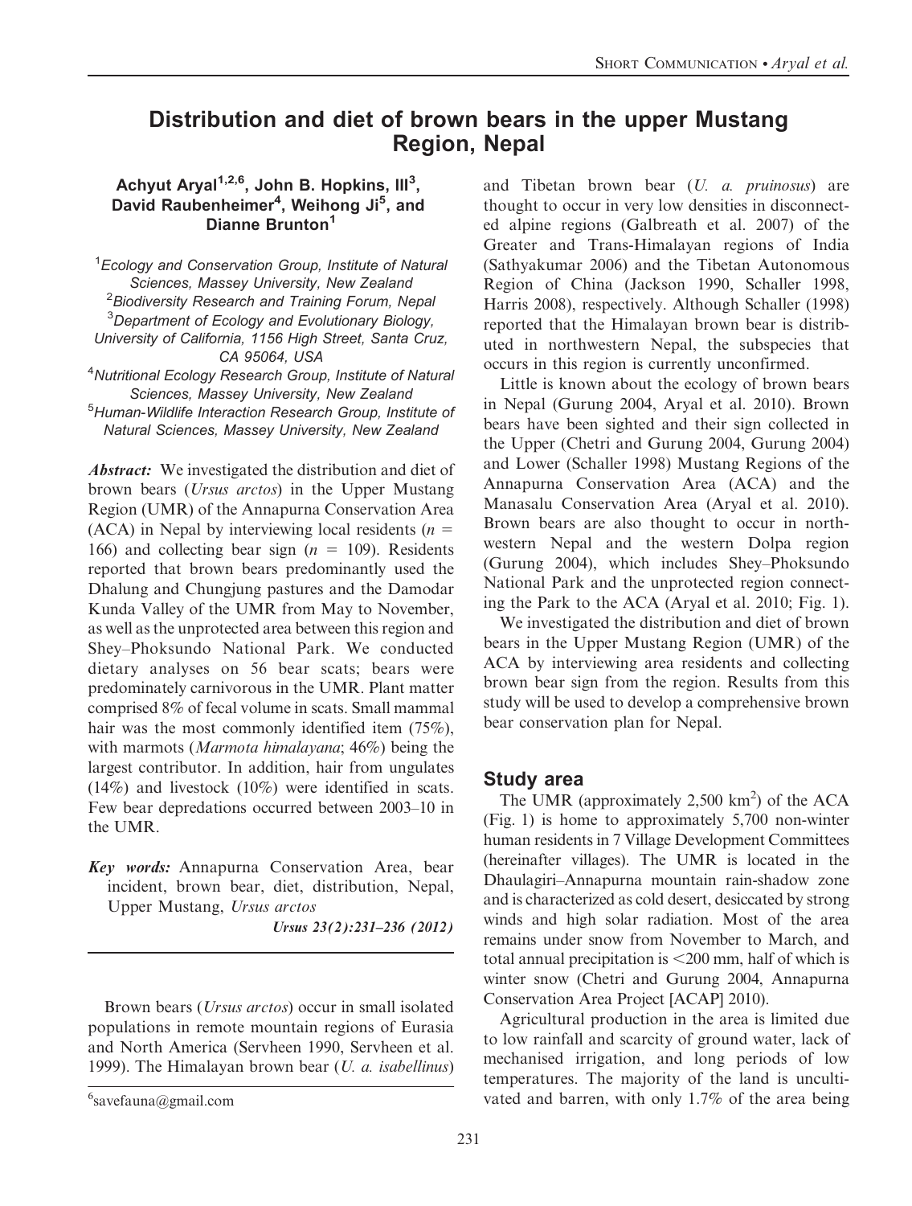# Distribution and diet of brown bears in the upper Mustang Region, Nepal

**Achyut Aryal[1,2,6], John B. Hopkins, III[3], David Raubenheimer[4], Weihong Ji[5], and Dianne Brunton[1]**

[1]*Ecology and Conservation Group, Institute of Natural Sciences, Massey University, New Zealand*
[2]*Biodiversity Research and Training Forum, Nepal*
[3]*Department of Ecology and Evolutionary Biology, University of California, 1156 High Street, Santa Cruz, CA 95064, USA*
[4]*Nutritional Ecology Research Group, Institute of Natural Sciences, Massey University, New Zealand*
[5]*Human-Wildlife Interaction Research Group, Institute of Natural Sciences, Massey University, New Zealand*

***Abstract:*** We investigated the distribution and diet of brown bears (*Ursus arctos*) in the Upper Mustang Region (UMR) of the Annapurna Conservation Area (ACA) in Nepal by interviewing local residents ($n$ = 166) and collecting bear sign ($n$ = 109). Residents reported that brown bears predominantly used the Dhalung and Chungjung pastures and the Damodar Kunda Valley of the UMR from May to November, as well as the unprotected area between this region and Shey–Phoksundo National Park. We conducted dietary analyses on 56 bear scats; bears were predominately carnivorous in the UMR. Plant matter comprised 8% of fecal volume in scats. Small mammal hair was the most commonly identified item (75%), with marmots (*Marmota himalayana*; 46%) being the largest contributor. In addition, hair from ungulates (14%) and livestock (10%) were identified in scats. Few bear depredations occurred between 2003–10 in the UMR.

***Key words:*** Annapurna Conservation Area, bear incident, brown bear, diet, distribution, Nepal, Upper Mustang, *Ursus arctos*

*Ursus 23(2):231–236 (2012)*

Brown bears (*Ursus arctos*) occur in small isolated populations in remote mountain regions of Eurasia and North America (Servheen 1990, Servheen et al. 1999). The Himalayan brown bear (*U. a. isabellinus*) and Tibetan brown bear (*U. a. pruinosus*) are thought to occur in very low densities in disconnected alpine regions (Galbreath et al. 2007) of the Greater and Trans-Himalayan regions of India (Sathyakumar 2006) and the Tibetan Autonomous Region of China (Jackson 1990, Schaller 1998, Harris 2008), respectively. Although Schaller (1998) reported that the Himalayan brown bear is distributed in northwestern Nepal, the subspecies that occurs in this region is currently unconfirmed.

Little is known about the ecology of brown bears in Nepal (Gurung 2004, Aryal et al. 2010). Brown bears have been sighted and their sign collected in the Upper (Chetri and Gurung 2004, Gurung 2004) and Lower (Schaller 1998) Mustang Regions of the Annapurna Conservation Area (ACA) and the Manasalu Conservation Area (Aryal et al. 2010). Brown bears are also thought to occur in northwestern Nepal and the western Dolpa region (Gurung 2004), which includes Shey–Phoksundo National Park and the unprotected region connecting the Park to the ACA (Aryal et al. 2010; Fig. 1).

We investigated the distribution and diet of brown bears in the Upper Mustang Region (UMR) of the ACA by interviewing area residents and collecting brown bear sign from the region. Results from this study will be used to develop a comprehensive brown bear conservation plan for Nepal.

## Study area

The UMR (approximately 2,500 km$^2$) of the ACA (Fig. 1) is home to approximately 5,700 non-winter human residents in 7 Village Development Committees (hereinafter villages). The UMR is located in the Dhaulagiri–Annapurna mountain rain-shadow zone and is characterized as cold desert, desiccated by strong winds and high solar radiation. Most of the area remains under snow from November to March, and total annual precipitation is <200 mm, half of which is winter snow (Chetri and Gurung 2004, Annapurna Conservation Area Project [ACAP] 2010).

Agricultural production in the area is limited due to low rainfall and scarcity of ground water, lack of mechanised irrigation, and long periods of low temperatures. The majority of the land is uncultivated and barren, with only 1.7% of the area being

[6]savefauna@gmail.com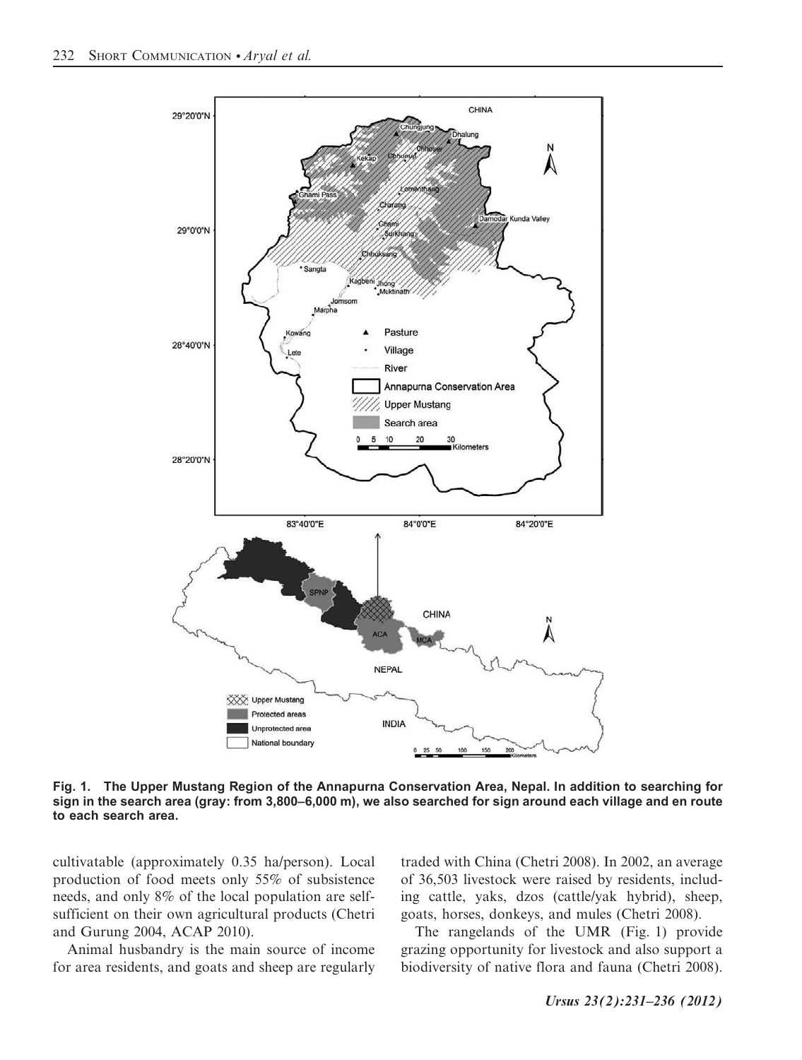Fig. 1. The Upper Mustang Region of the Annapurna Conservation Area, Nepal. In addition to searching for sign in the search area (gray: from 3,800–6,000 m), we also searched for sign around each village and en route to each search area.

cultivatable (approximately 0.35 ha/person). Local production of food meets only 55% of subsistence needs, and only 8% of the local population are self-sufficient on their own agricultural products (Chetri and Gurung 2004, ACAP 2010).

Animal husbandry is the main source of income for area residents, and goats and sheep are regularly traded with China (Chetri 2008). In 2002, an average of 36,503 livestock were raised by residents, including cattle, yaks, dzos (cattle/yak hybrid), sheep, goats, horses, donkeys, and mules (Chetri 2008).

The rangelands of the UMR (Fig. 1) provide grazing opportunity for livestock and also support a biodiversity of native flora and fauna (Chetri 2008).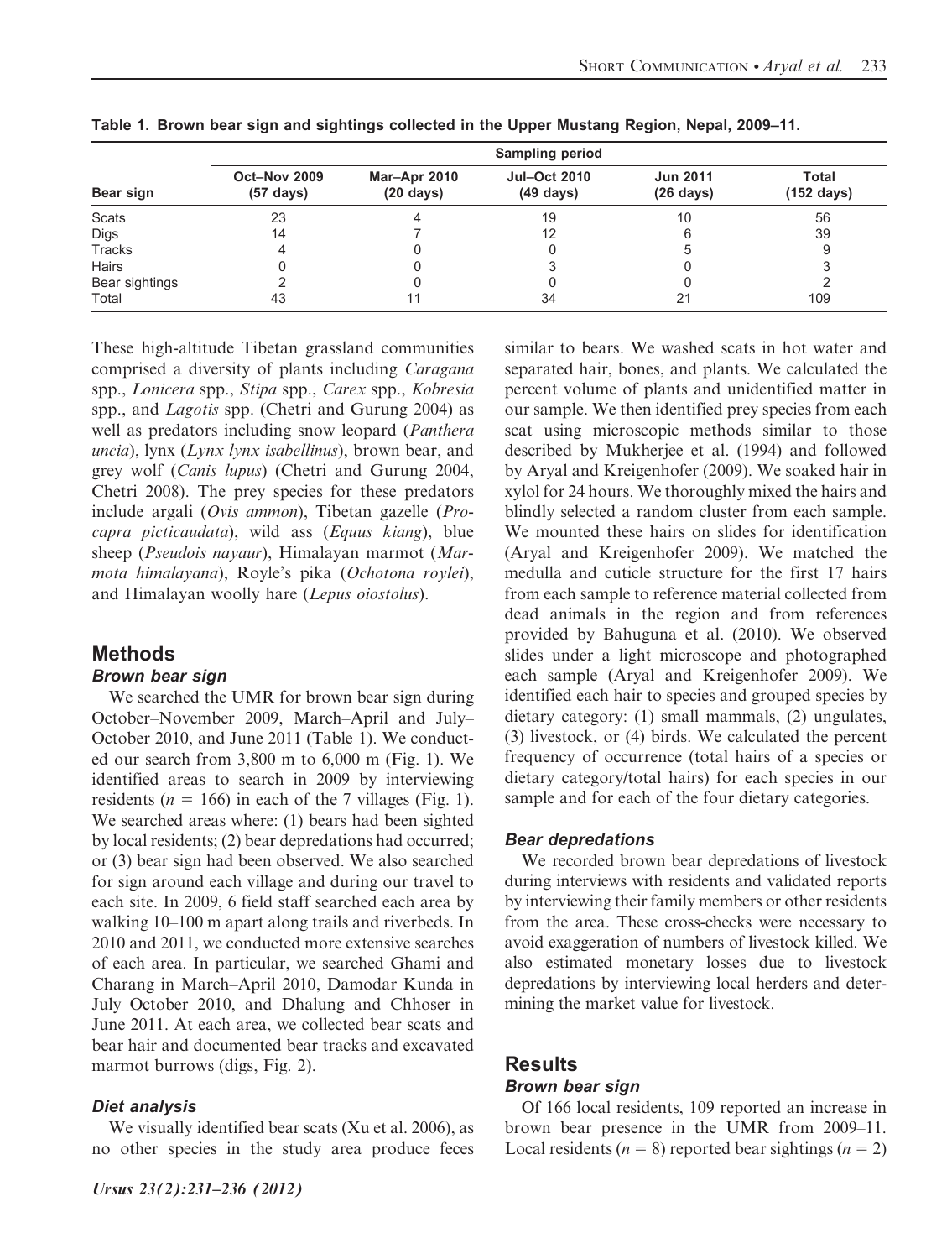Table 1. Brown bear sign and sightings collected in the Upper Mustang Region, Nepal, 2009–11.

| Bear sign | Sampling period | | | | |
|---|---|---|---|---|---|
| | Oct–Nov 2009 (57 days) | Mar–Apr 2010 (20 days) | Jul–Oct 2010 (49 days) | Jun 2011 (26 days) | Total (152 days) |
| Scats | 23 | 4 | 19 | 10 | 56 |
| Digs | 14 | 7 | 12 | 6 | 39 |
| Tracks | 4 | 0 | 0 | 5 | 9 |
| Hairs | 0 | 0 | 3 | 0 | 3 |
| Bear sightings | 2 | 0 | 0 | 0 | 2 |
| Total | 43 | 11 | 34 | 21 | 109 |

These high-altitude Tibetan grassland communities comprised a diversity of plants including *Caragana* spp., *Lonicera* spp., *Stipa* spp., *Carex* spp., *Kobresia* spp., and *Lagotis* spp. (Chetri and Gurung 2004) as well as predators including snow leopard (*Panthera uncia*), lynx (*Lynx lynx isabellinus*), brown bear, and grey wolf (*Canis lupus*) (Chetri and Gurung 2004, Chetri 2008). The prey species for these predators include argali (*Ovis ammon*), Tibetan gazelle (*Procapra picticaudata*), wild ass (*Equus kiang*), blue sheep (*Pseudois nayaur*), Himalayan marmot (*Marmota himalayana*), Royle's pika (*Ochotona roylei*), and Himalayan woolly hare (*Lepus oiostolus*).

## Methods

### Brown bear sign

We searched the UMR for brown bear sign during October–November 2009, March–April and July–October 2010, and June 2011 (Table 1). We conducted our search from 3,800 m to 6,000 m (Fig. 1). We identified areas to search in 2009 by interviewing residents ($n = 166$) in each of the 7 villages (Fig. 1). We searched areas where: (1) bears had been sighted by local residents; (2) bear depredations had occurred; or (3) bear sign had been observed. We also searched for sign around each village and during our travel to each site. In 2009, 6 field staff searched each area by walking 10–100 m apart along trails and riverbeds. In 2010 and 2011, we conducted more extensive searches of each area. In particular, we searched Ghami and Charang in March–April 2010, Damodar Kunda in July–October 2010, and Dhalung and Chhoser in June 2011. At each area, we collected bear scats and bear hair and documented bear tracks and excavated marmot burrows (digs, Fig. 2).

### Diet analysis

We visually identified bear scats (Xu et al. 2006), as no other species in the study area produce feces similar to bears. We washed scats in hot water and separated hair, bones, and plants. We calculated the percent volume of plants and unidentified matter in our sample. We then identified prey species from each scat using microscopic methods similar to those described by Mukherjee et al. (1994) and followed by Aryal and Kreigenhofer (2009). We soaked hair in xylol for 24 hours. We thoroughly mixed the hairs and blindly selected a random cluster from each sample. We mounted these hairs on slides for identification (Aryal and Kreigenhofer 2009). We matched the medulla and cuticle structure for the first 17 hairs from each sample to reference material collected from dead animals in the region and from references provided by Bahuguna et al. (2010). We observed slides under a light microscope and photographed each sample (Aryal and Kreigenhofer 2009). We identified each hair to species and grouped species by dietary category: (1) small mammals, (2) ungulates, (3) livestock, or (4) birds. We calculated the percent frequency of occurrence (total hairs of a species or dietary category/total hairs) for each species in our sample and for each of the four dietary categories.

### Bear depredations

We recorded brown bear depredations of livestock during interviews with residents and validated reports by interviewing their family members or other residents from the area. These cross-checks were necessary to avoid exaggeration of numbers of livestock killed. We also estimated monetary losses due to livestock depredations by interviewing local herders and determining the market value for livestock.

## Results

### Brown bear sign

Of 166 local residents, 109 reported an increase in brown bear presence in the UMR from 2009–11. Local residents ($n = 8$) reported bear sightings ($n = 2$)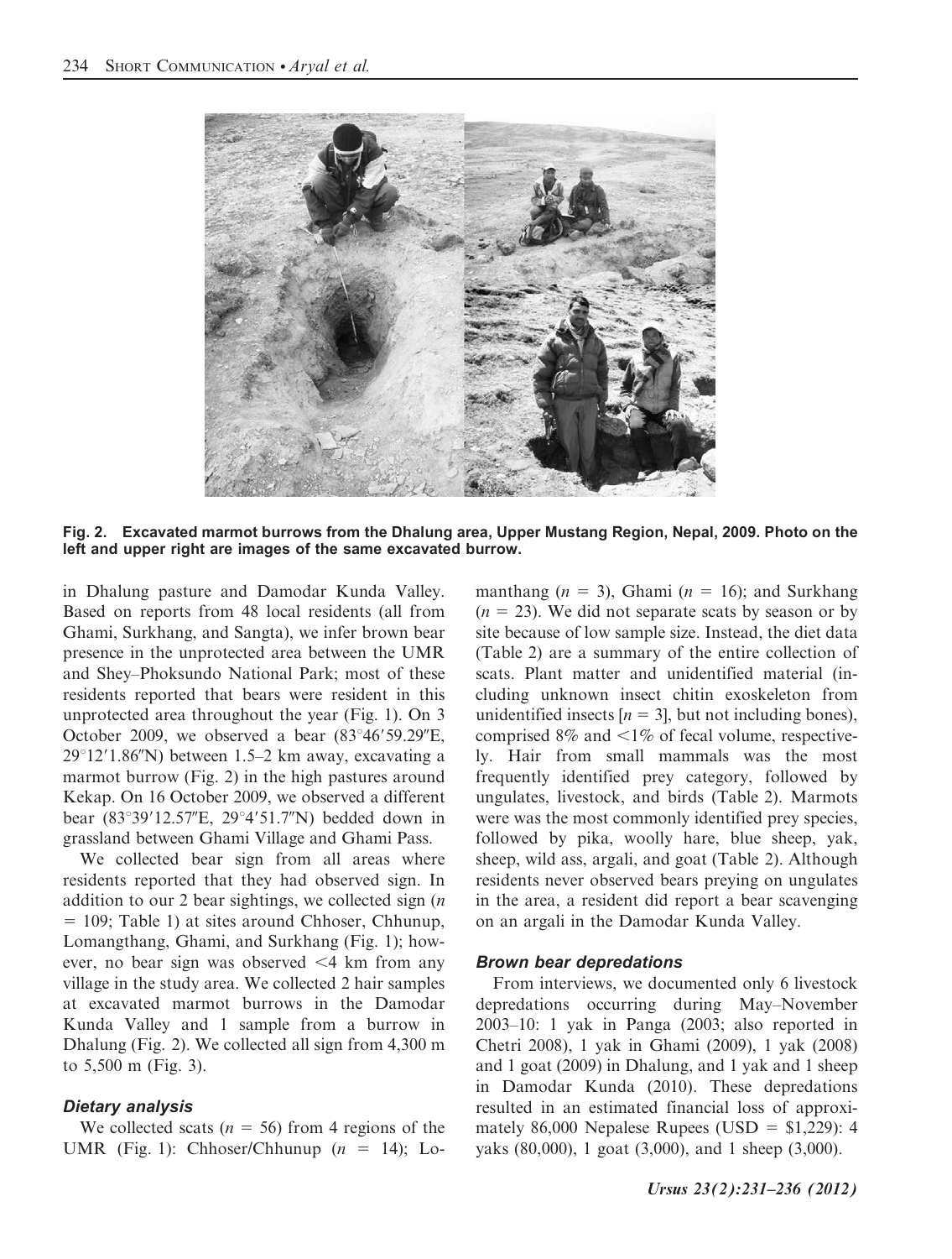Fig. 2. Excavated marmot burrows from the Dhalung area, Upper Mustang Region, Nepal, 2009. Photo on the left and upper right are images of the same excavated burrow.

in Dhalung pasture and Damodar Kunda Valley. Based on reports from 48 local residents (all from Ghami, Surkhang, and Sangta), we infer brown bear presence in the unprotected area between the UMR and Shey–Phoksundo National Park; most of these residents reported that bears were resident in this unprotected area throughout the year (Fig. 1). On 3 October 2009, we observed a bear (83°46′59.29″E, 29°12′1.86″N) between 1.5–2 km away, excavating a marmot burrow (Fig. 2) in the high pastures around Kekap. On 16 October 2009, we observed a different bear (83°39′12.57″E, 29°4′51.7″N) bedded down in grassland between Ghami Village and Ghami Pass.

We collected bear sign from all areas where residents reported that they had observed sign. In addition to our 2 bear sightings, we collected sign ($n$ = 109; Table 1) at sites around Chhoser, Chhunup, Lomangthang, Ghami, and Surkhang (Fig. 1); however, no bear sign was observed <4 km from any village in the study area. We collected 2 hair samples at excavated marmot burrows in the Damodar Kunda Valley and 1 sample from a burrow in Dhalung (Fig. 2). We collected all sign from 4,300 m to 5,500 m (Fig. 3).

### *Dietary analysis*

We collected scats ($n$ = 56) from 4 regions of the UMR (Fig. 1): Chhoser/Chhunup ($n$ = 14); Lomanthang ($n$ = 3), Ghami ($n$ = 16); and Surkhang ($n$ = 23). We did not separate scats by season or by site because of low sample size. Instead, the diet data (Table 2) are a summary of the entire collection of scats. Plant matter and unidentified material (including unknown insect chitin exoskeleton from unidentified insects [$n$ = 3], but not including bones), comprised 8% and <1% of fecal volume, respectively. Hair from small mammals was the most frequently identified prey category, followed by ungulates, livestock, and birds (Table 2). Marmots were was the most commonly identified prey species, followed by pika, woolly hare, blue sheep, yak, sheep, wild ass, argali, and goat (Table 2). Although residents never observed bears preying on ungulates in the area, a resident did report a bear scavenging on an argali in the Damodar Kunda Valley.

### *Brown bear depredations*

From interviews, we documented only 6 livestock depredations occurring during May–November 2003–10: 1 yak in Panga (2003; also reported in Chetri 2008), 1 yak in Ghami (2009), 1 yak (2008) and 1 goat (2009) in Dhalung, and 1 yak and 1 sheep in Damodar Kunda (2010). These depredations resulted in an estimated financial loss of approximately 86,000 Nepalese Rupees (USD = $1,229): 4 yaks (80,000), 1 goat (3,000), and 1 sheep (3,000).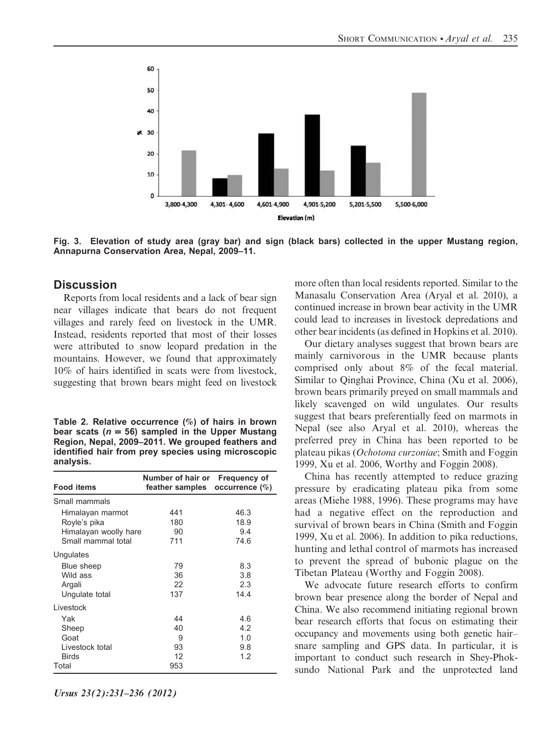Fig. 3. Elevation of study area (gray bar) and sign (black bars) collected in the upper Mustang region, Annapurna Conservation Area, Nepal, 2009–11.

## Discussion

Reports from local residents and a lack of bear sign near villages indicate that bears do not frequent villages and rarely feed on livestock in the UMR. Instead, residents reported that most of their losses were attributed to snow leopard predation in the mountains. However, we found that approximately 10% of hairs identified in scats were from livestock, suggesting that brown bears might feed on livestock more often than local residents reported. Similar to the Manasalu Conservation Area (Aryal et al. 2010), a continued increase in brown bear activity in the UMR could lead to increases in livestock depredations and other bear incidents (as defined in Hopkins et al. 2010).

Our dietary analyses suggest that brown bears are mainly carnivorous in the UMR because plants comprised only about 8% of the fecal material. Similar to Qinghai Province, China (Xu et al. 2006), brown bears primarily preyed on small mammals and likely scavenged on wild ungulates. Our results suggest that bears preferentially feed on marmots in Nepal (see also Aryal et al. 2010), whereas the preferred prey in China has been reported to be plateau pikas (*Ochotona curzoniae*; Smith and Foggin 1999, Xu et al. 2006, Worthy and Foggin 2008).

China has recently attempted to reduce grazing pressure by eradicating plateau pika from some areas (Miehe 1988, 1996). These programs may have had a negative effect on the reproduction and survival of brown bears in China (Smith and Foggin 1999, Xu et al. 2006). In addition to pika reductions, hunting and lethal control of marmots has increased to prevent the spread of bubonic plague on the Tibetan Plateau (Worthy and Foggin 2008).

We advocate future research efforts to confirm brown bear presence along the border of Nepal and China. We also recommend initiating regional brown bear research efforts that focus on estimating their occupancy and movements using both genetic hair–snare sampling and GPS data. In particular, it is important to conduct such research in Shey-Phoksundo National Park and the unprotected land

**Table 2. Relative occurrence (%) of hairs in brown bear scats ($n = 56$) sampled in the Upper Mustang Region, Nepal, 2009–2011. We grouped feathers and identified hair from prey species using microscopic analysis.**

| Food items | Number of hair or feather samples | Frequency of occurrence (%) |
|---|---|---|
| Small mammals | | |
| Himalayan marmot | 441 | 46.3 |
| Royle's pika | 180 | 18.9 |
| Himalayan woolly hare | 90 | 9.4 |
| Small mammal total | 711 | 74.6 |
| Ungulates | | |
| Blue sheep | 79 | 8.3 |
| Wild ass | 36 | 3.8 |
| Argali | 22 | 2.3 |
| Ungulate total | 137 | 14.4 |
| Livestock | | |
| Yak | 44 | 4.6 |
| Sheep | 40 | 4.2 |
| Goat | 9 | 1.0 |
| Livestock total | 93 | 9.8 |
| Birds | 12 | 1.2 |
| Total | 953 | |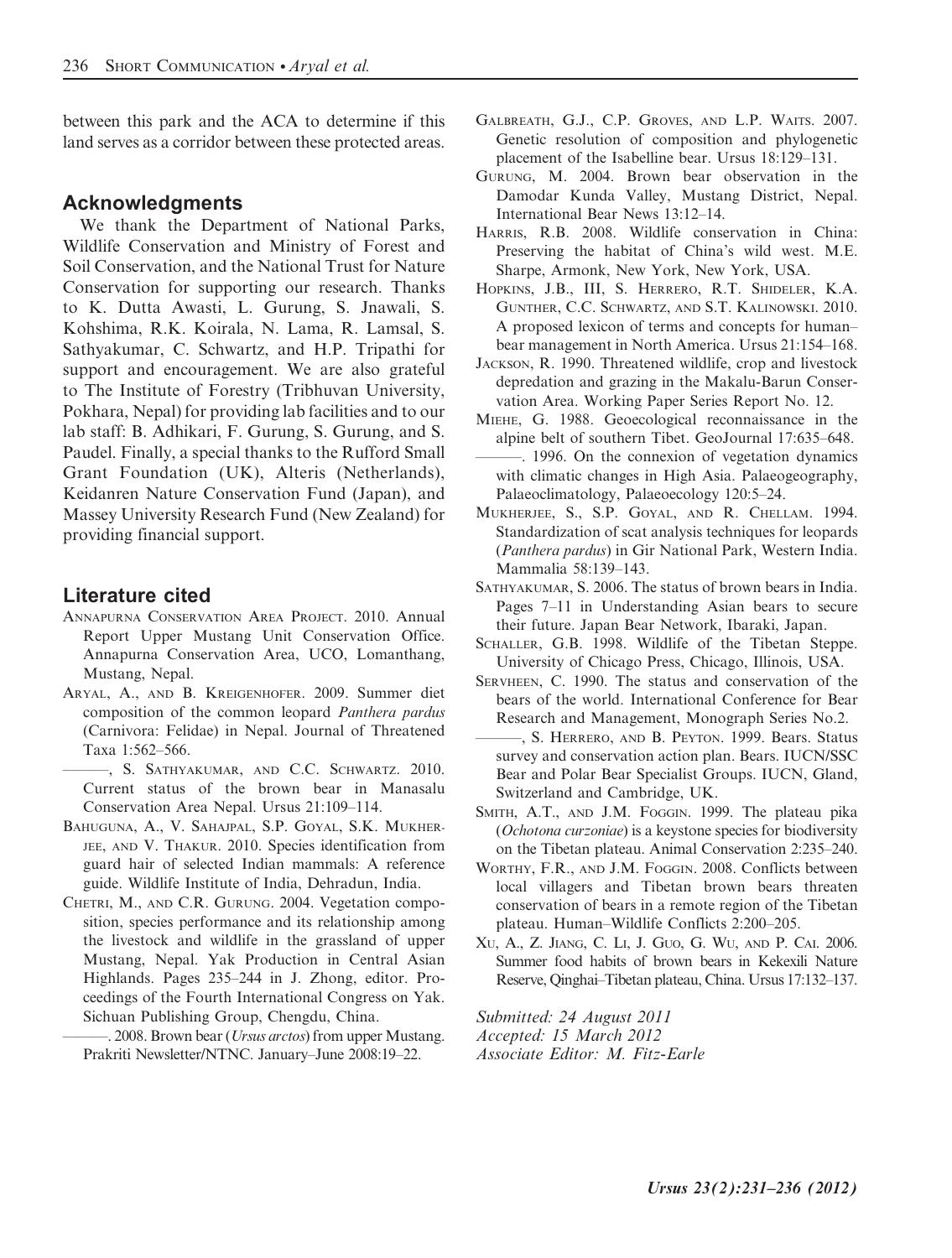between this park and the ACA to determine if this land serves as a corridor between these protected areas.

## Acknowledgments

We thank the Department of National Parks, Wildlife Conservation and Ministry of Forest and Soil Conservation, and the National Trust for Nature Conservation for supporting our research. Thanks to K. Dutta Awasti, L. Gurung, S. Jnawali, S. Kohshima, R.K. Koirala, N. Lama, R. Lamsal, S. Sathyakumar, C. Schwartz, and H.P. Tripathi for support and encouragement. We are also grateful to The Institute of Forestry (Tribhuvan University, Pokhara, Nepal) for providing lab facilities and to our lab staff: B. Adhikari, F. Gurung, S. Gurung, and S. Paudel. Finally, a special thanks to the Rufford Small Grant Foundation (UK), Alteris (Netherlands), Keidanren Nature Conservation Fund (Japan), and Massey University Research Fund (New Zealand) for providing financial support.

## Literature cited

Annapurna Conservation Area Project. 2010. Annual Report Upper Mustang Unit Conservation Office. Annapurna Conservation Area, UCO, Lomanthang, Mustang, Nepal.

Aryal, A., and B. Kreigenhofer. 2009. Summer diet composition of the common leopard *Panthera pardus* (Carnivora: Felidae) in Nepal. Journal of Threatened Taxa 1:562–566.

———, S. Sathyakumar, and C.C. Schwartz. 2010. Current status of the brown bear in Manasalu Conservation Area Nepal. Ursus 21:109–114.

Bahuguna, A., V. Sahajpal, S.P. Goyal, S.K. Mukherjee, and V. Thakur. 2010. Species identification from guard hair of selected Indian mammals: A reference guide. Wildlife Institute of India, Dehradun, India.

Chetri, M., and C.R. Gurung. 2004. Vegetation composition, species performance and its relationship among the livestock and wildlife in the grassland of upper Mustang, Nepal. Yak Production in Central Asian Highlands. Pages 235–244 in J. Zhong, editor. Proceedings of the Fourth International Congress on Yak. Sichuan Publishing Group, Chengdu, China.

———. 2008. Brown bear (*Ursus arctos*) from upper Mustang. Prakriti Newsletter/NTNC. January–June 2008:19–22.

Galbreath, G.J., C.P. Groves, and L.P. Waits. 2007. Genetic resolution of composition and phylogenetic placement of the Isabelline bear. Ursus 18:129–131.

Gurung, M. 2004. Brown bear observation in the Damodar Kunda Valley, Mustang District, Nepal. International Bear News 13:12–14.

Harris, R.B. 2008. Wildlife conservation in China: Preserving the habitat of China's wild west. M.E. Sharpe, Armonk, New York, New York, USA.

Hopkins, J.B., III, S. Herrero, R.T. Shideler, K.A. Gunther, C.C. Schwartz, and S.T. Kalinowski. 2010. A proposed lexicon of terms and concepts for human–bear management in North America. Ursus 21:154–168.

Jackson, R. 1990. Threatened wildlife, crop and livestock depredation and grazing in the Makalu-Barun Conservation Area. Working Paper Series Report No. 12.

Miehe, G. 1988. Geoecological reconnaissance in the alpine belt of southern Tibet. GeoJournal 17:635–648.

———. 1996. On the connexion of vegetation dynamics with climatic changes in High Asia. Palaeogeography, Palaeoclimatology, Palaeoecology 120:5–24.

Mukherjee, S., S.P. Goyal, and R. Chellam. 1994. Standardization of scat analysis techniques for leopards (*Panthera pardus*) in Gir National Park, Western India. Mammalia 58:139–143.

Sathyakumar, S. 2006. The status of brown bears in India. Pages 7–11 in Understanding Asian bears to secure their future. Japan Bear Network, Ibaraki, Japan.

Schaller, G.B. 1998. Wildlife of the Tibetan Steppe. University of Chicago Press, Chicago, Illinois, USA.

Servheen, C. 1990. The status and conservation of the bears of the world. International Conference for Bear Research and Management, Monograph Series No.2.

———, S. Herrero, and B. Peyton. 1999. Bears. Status survey and conservation action plan. Bears. IUCN/SSC Bear and Polar Bear Specialist Groups. IUCN, Gland, Switzerland and Cambridge, UK.

Smith, A.T., and J.M. Foggin. 1999. The plateau pika (*Ochotona curzoniae*) is a keystone species for biodiversity on the Tibetan plateau. Animal Conservation 2:235–240.

Worthy, F.R., and J.M. Foggin. 2008. Conflicts between local villagers and Tibetan brown bears threaten conservation of bears in a remote region of the Tibetan plateau. Human–Wildlife Conflicts 2:200–205.

Xu, A., Z. Jiang, C. Li, J. Guo, G. Wu, and P. Cai. 2006. Summer food habits of brown bears in Kekexili Nature Reserve, Qinghai–Tibetan plateau, China. Ursus 17:132–137.

*Submitted: 24 August 2011*
*Accepted: 15 March 2012*
*Associate Editor: M. Fitz-Earle*